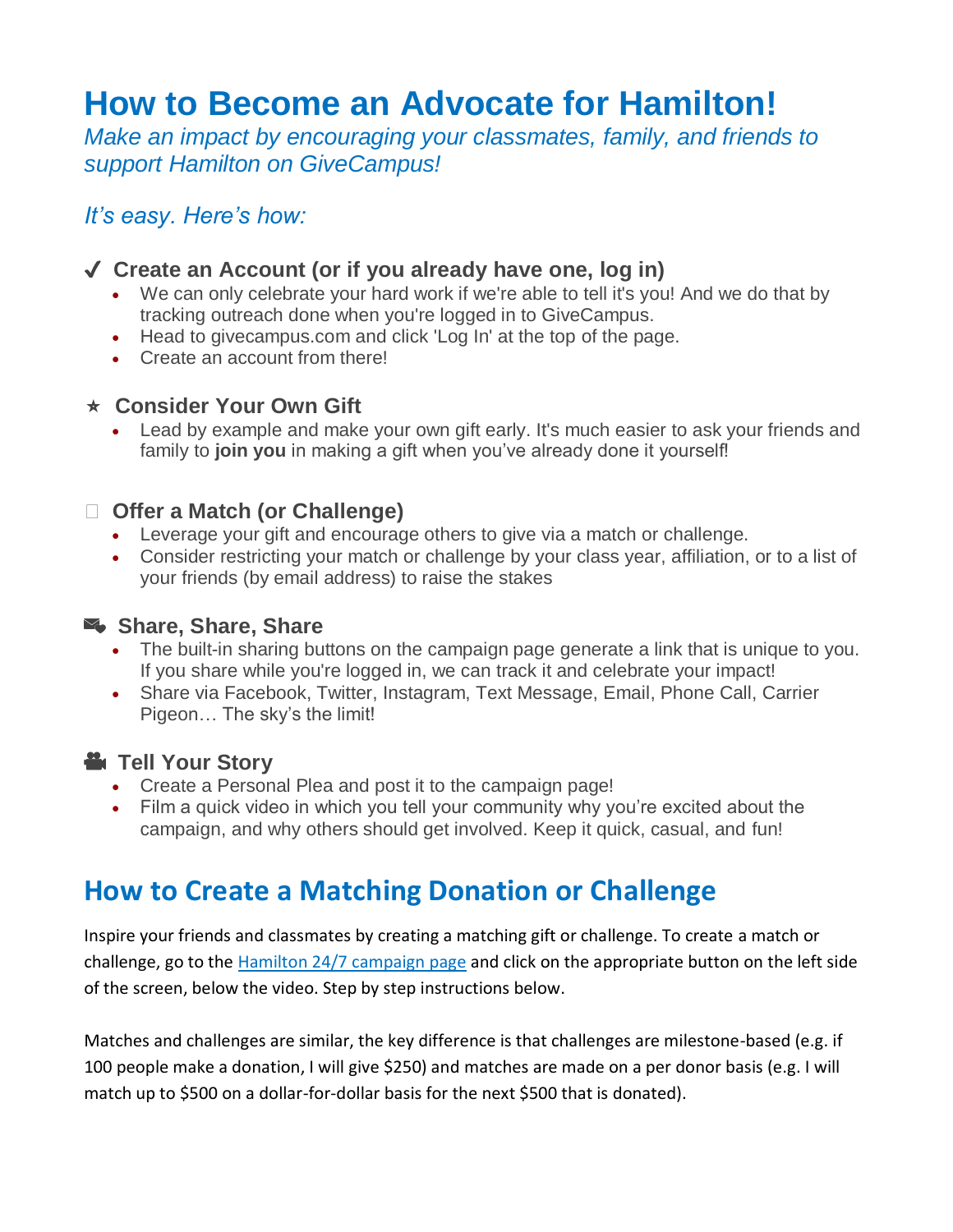# How to Become an Advocate for Hamilton!

*Make an impact by encouraging your classmates, family, and friends to support Hamilton on GiveCampus!*

## *It's easy. Here's how:*

### ✓ Create an Account (or if you already have one, log in)

- We can only celebrate your hard work if we're able to tell it's you! And we do that by tracking outreach done when you're logged in to GiveCampus.
- Head to givecampus.com and click 'Log In' at the top of the page.
- Create an account from there!

### ⋆ Consider Your Own Gift

- Lead by example and make your own gift early. It's much easier to ask your friends and family to **join you** in making a gift when you've already done it yourself!

### Offer a Match (or Challenge)

- Leverage your gift and encourage others to give via a match or challenge.
- Consider restricting your match or challenge by your class year, affiliation, or to a list of your friends (by email address) to raise the stakes

### Share, Share, Share

- The built-in sharing buttons on the campaign page generate a link that is unique to you. If you share while you're logged in, we can track it and celebrate your impact!
- Share via Facebook, Twitter, Instagram, Text Message, Email, Phone Call, Carrier Pigeon… The sky's the limit!

### Tell Your Story

- Create a Personal Plea and post it to the campaign page!
- Film a quick video in which you tell your community why you're excited about the campaign, and why others should get involved. Keep it quick, casual, and fun!

## How to Create a Matching Donation or Challenge

Inspire your friends and classmates by creating a matching gift or challenge. To create a match or challenge, go to the Hamilton 24/7 campaign page and click on the appropriate button on the left side of the screen, below the video. Step by step instructions below.

Matches and challenges are similar, the key difference is that challenges are milestone-based (e.g. if 100 people make a donation, I will give $250) and matches are made on a per donor basis (e.g. I will match up to $500 on a dollar-for-dollar basis for the next $500 that is donated).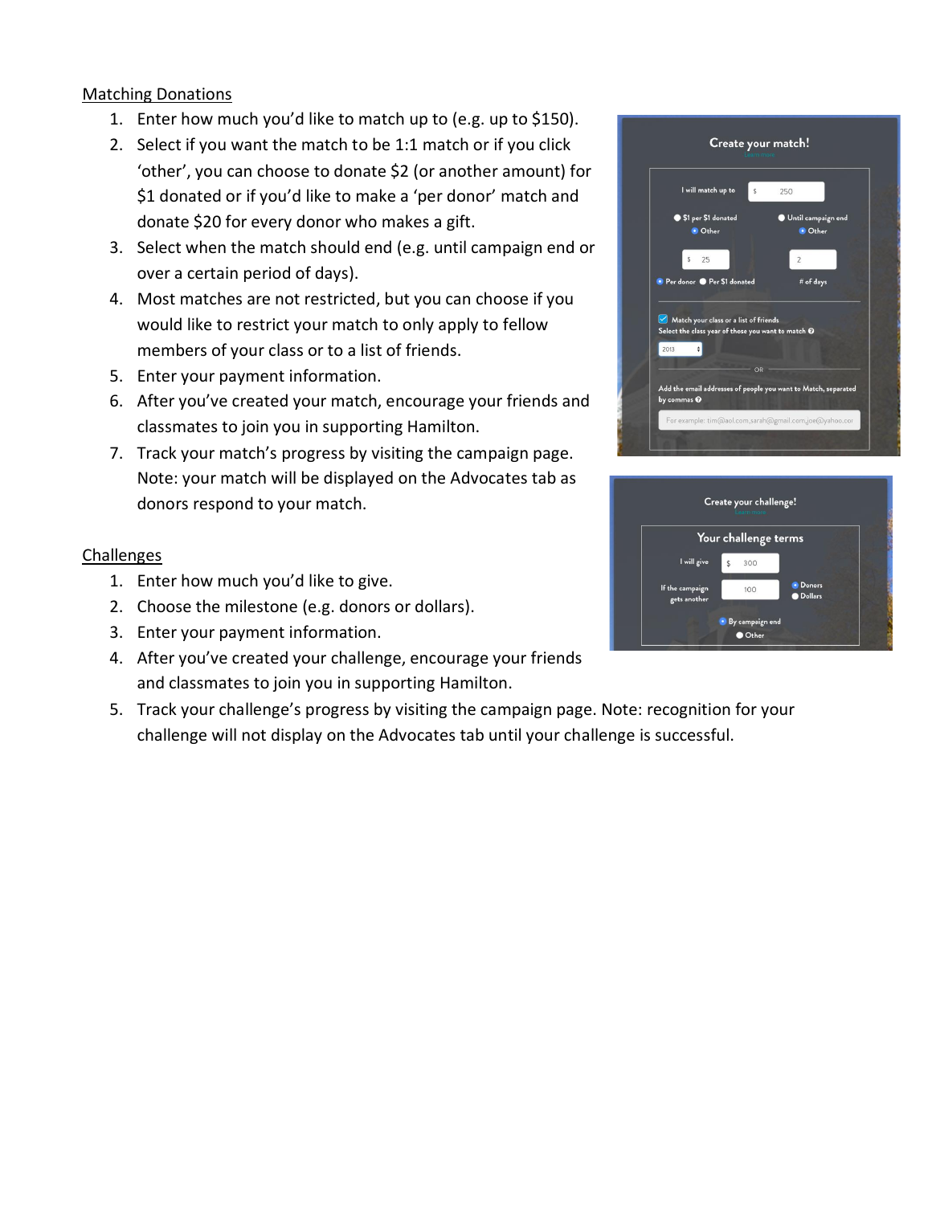Matching Donations

1. Enter how much you'd like to match up to (e.g. up to $150).
2. Select if you want the match to be 1:1 match or if you click 'other', you can choose to donate $2 (or another amount) for $1 donated or if you'd like to make a 'per donor' match and donate $20 for every donor who makes a gift.
3. Select when the match should end (e.g. until campaign end or over a certain period of days).
4. Most matches are not restricted, but you can choose if you would like to restrict your match to only apply to fellow members of your class or to a list of friends.
5. Enter your payment information.
6. After you've created your match, encourage your friends and classmates to join you in supporting Hamilton.
7. Track your match's progress by visiting the campaign page. Note: your match will be displayed on the Advocates tab as donors respond to your match.

Challenges

1. Enter how much you'd like to give.
2. Choose the milestone (e.g. donors or dollars).
3. Enter your payment information.
4. After you've created your challenge, encourage your friends and classmates to join you in supporting Hamilton.
5. Track your challenge's progress by visiting the campaign page. Note: recognition for your challenge will not display on the Advocates tab until your challenge is successful.